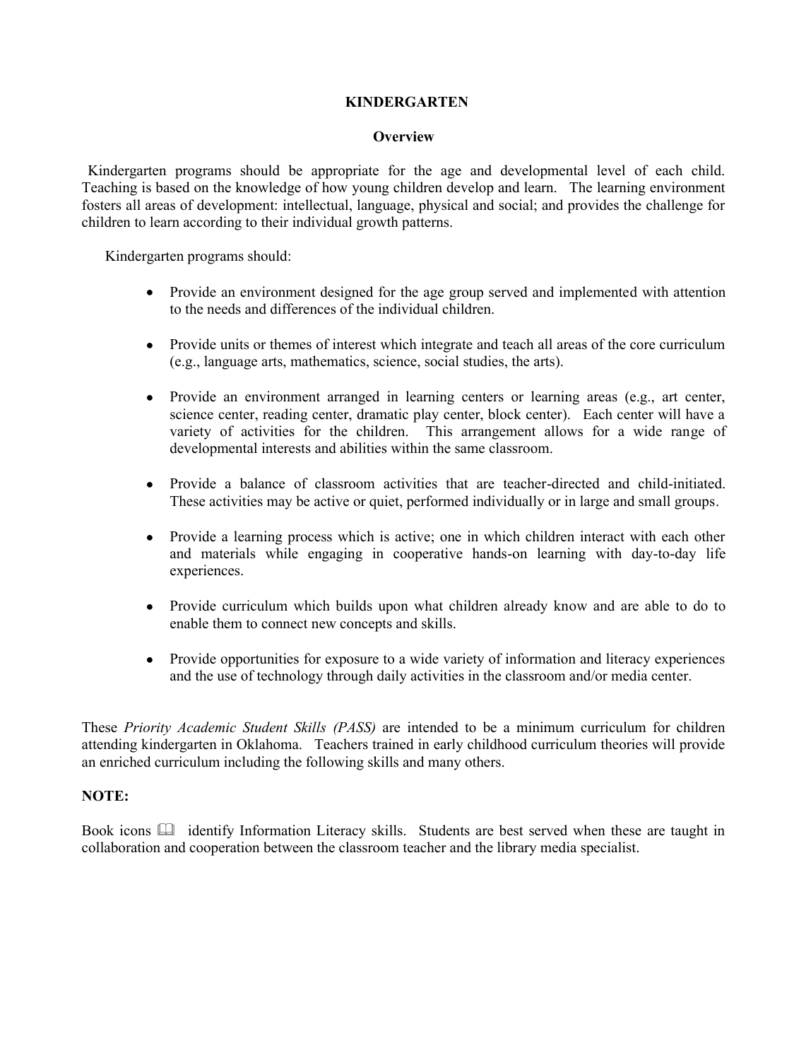# KINDERGARTEN

## Overview

Kindergarten programs should be appropriate for the age and developmental level of each child. Teaching is based on the knowledge of how young children develop and learn. The learning environment fosters all areas of development: intellectual, language, physical and social; and provides the challenge for children to learn according to their individual growth patterns.

Kindergarten programs should:

- Provide an environment designed for the age group served and implemented with attention to the needs and differences of the individual children.
- Provide units or themes of interest which integrate and teach all areas of the core curriculum (e.g., language arts, mathematics, science, social studies, the arts).
- Provide an environment arranged in learning centers or learning areas (e.g., art center, science center, reading center, dramatic play center, block center). Each center will have a variety of activities for the children. This arrangement allows for a wide range of developmental interests and abilities within the same classroom.
- Provide a balance of classroom activities that are teacher-directed and child-initiated. These activities may be active or quiet, performed individually or in large and small groups.
- Provide a learning process which is active; one in which children interact with each other and materials while engaging in cooperative hands-on learning with day-to-day life experiences.
- Provide curriculum which builds upon what children already know and are able to do to enable them to connect new concepts and skills.
- Provide opportunities for exposure to a wide variety of information and literacy experiences and the use of technology through daily activities in the classroom and/or media center.

These *Priority Academic Student Skills (PASS)* are intended to be a minimum curriculum for children attending kindergarten in Oklahoma. Teachers trained in early childhood curriculum theories will provide an enriched curriculum including the following skills and many others.

**NOTE:**

Book icons 📖 identify Information Literacy skills. Students are best served when these are taught in collaboration and cooperation between the classroom teacher and the library media specialist.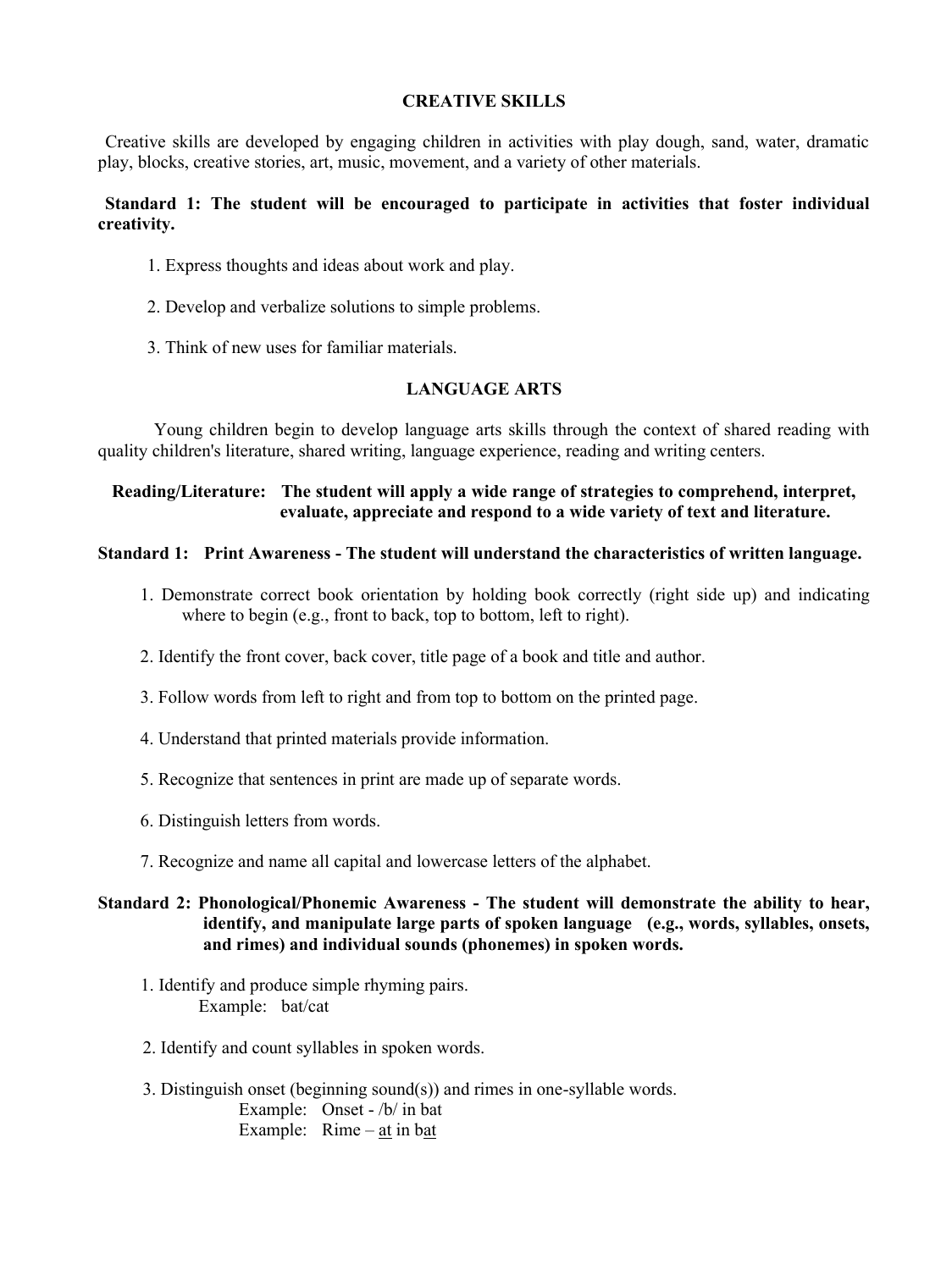## CREATIVE SKILLS

Creative skills are developed by engaging children in activities with play dough, sand, water, dramatic play, blocks, creative stories, art, music, movement, and a variety of other materials.

**Standard 1: The student will be encouraged to participate in activities that foster individual creativity.**

1. Express thoughts and ideas about work and play.
2. Develop and verbalize solutions to simple problems.
3. Think of new uses for familiar materials.

## LANGUAGE ARTS

Young children begin to develop language arts skills through the context of shared reading with quality children's literature, shared writing, language experience, reading and writing centers.

**Reading/Literature: The student will apply a wide range of strategies to comprehend, interpret, evaluate, appreciate and respond to a wide variety of text and literature.**

**Standard 1: Print Awareness - The student will understand the characteristics of written language.**

1. Demonstrate correct book orientation by holding book correctly (right side up) and indicating where to begin (e.g., front to back, top to bottom, left to right).
2. Identify the front cover, back cover, title page of a book and title and author.
3. Follow words from left to right and from top to bottom on the printed page.
4. Understand that printed materials provide information.
5. Recognize that sentences in print are made up of separate words.
6. Distinguish letters from words.
7. Recognize and name all capital and lowercase letters of the alphabet.

**Standard 2: Phonological/Phonemic Awareness - The student will demonstrate the ability to hear, identify, and manipulate large parts of spoken language (e.g., words, syllables, onsets, and rimes) and individual sounds (phonemes) in spoken words.**

1. Identify and produce simple rhyming pairs.
   Example: bat/cat
2. Identify and count syllables in spoken words.
3. Distinguish onset (beginning sound(s)) and rimes in one-syllable words.
   Example: Onset - /b/ in bat
   Example: Rime – <u>at</u> in b<u>at</u>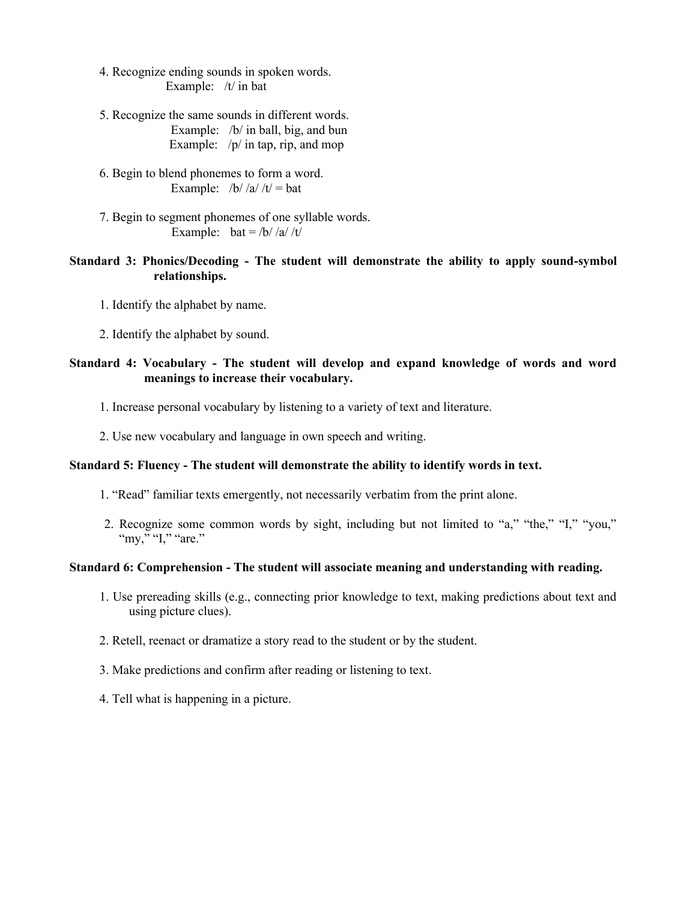4. Recognize ending sounds in spoken words.
   Example: /t/ in bat

5. Recognize the same sounds in different words.
   Example: /b/ in ball, big, and bun
   Example: /p/ in tap, rip, and mop

6. Begin to blend phonemes to form a word.
   Example: /b/ /a/ /t/ = bat

7. Begin to segment phonemes of one syllable words.
   Example: bat = /b/ /a/ /t/

**Standard 3: Phonics/Decoding - The student will demonstrate the ability to apply sound-symbol relationships.**

1. Identify the alphabet by name.

2. Identify the alphabet by sound.

**Standard 4: Vocabulary - The student will develop and expand knowledge of words and word meanings to increase their vocabulary.**

1. Increase personal vocabulary by listening to a variety of text and literature.

2. Use new vocabulary and language in own speech and writing.

**Standard 5: Fluency - The student will demonstrate the ability to identify words in text.**

1. "Read" familiar texts emergently, not necessarily verbatim from the print alone.

2. Recognize some common words by sight, including but not limited to "a," "the," "I," "you," "my," "I," "are."

**Standard 6: Comprehension - The student will associate meaning and understanding with reading.**

1. Use prereading skills (e.g., connecting prior knowledge to text, making predictions about text and using picture clues).

2. Retell, reenact or dramatize a story read to the student or by the student.

3. Make predictions and confirm after reading or listening to text.

4. Tell what is happening in a picture.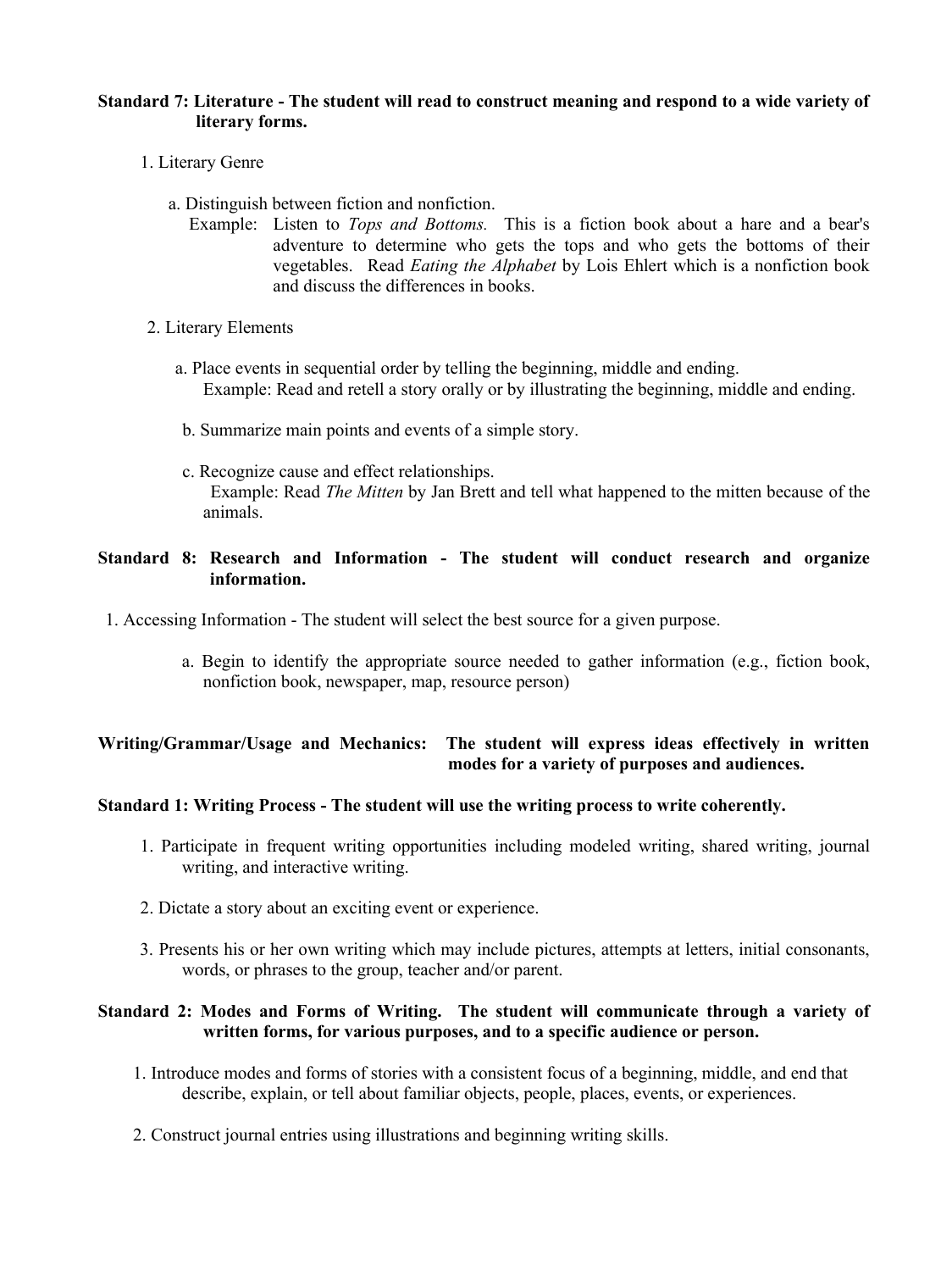**Standard 7: Literature - The student will read to construct meaning and respond to a wide variety of literary forms.**

1. Literary Genre

   a. Distinguish between fiction and nonfiction.
      Example: Listen to *Tops and Bottoms.* This is a fiction book about a hare and a bear's adventure to determine who gets the tops and who gets the bottoms of their vegetables. Read *Eating the Alphabet* by Lois Ehlert which is a nonfiction book and discuss the differences in books.

2. Literary Elements

   a. Place events in sequential order by telling the beginning, middle and ending.
      Example: Read and retell a story orally or by illustrating the beginning, middle and ending.

   b. Summarize main points and events of a simple story.

   c. Recognize cause and effect relationships.
      Example: Read *The Mitten* by Jan Brett and tell what happened to the mitten because of the animals.

**Standard 8: Research and Information - The student will conduct research and organize information.**

1. Accessing Information - The student will select the best source for a given purpose.

   a. Begin to identify the appropriate source needed to gather information (e.g., fiction book, nonfiction book, newspaper, map, resource person)

**Writing/Grammar/Usage and Mechanics: The student will express ideas effectively in written modes for a variety of purposes and audiences.**

**Standard 1: Writing Process - The student will use the writing process to write coherently.**

1. Participate in frequent writing opportunities including modeled writing, shared writing, journal writing, and interactive writing.

2. Dictate a story about an exciting event or experience.

3. Presents his or her own writing which may include pictures, attempts at letters, initial consonants, words, or phrases to the group, teacher and/or parent.

**Standard 2: Modes and Forms of Writing. The student will communicate through a variety of written forms, for various purposes, and to a specific audience or person.**

1. Introduce modes and forms of stories with a consistent focus of a beginning, middle, and end that describe, explain, or tell about familiar objects, people, places, events, or experiences.

2. Construct journal entries using illustrations and beginning writing skills.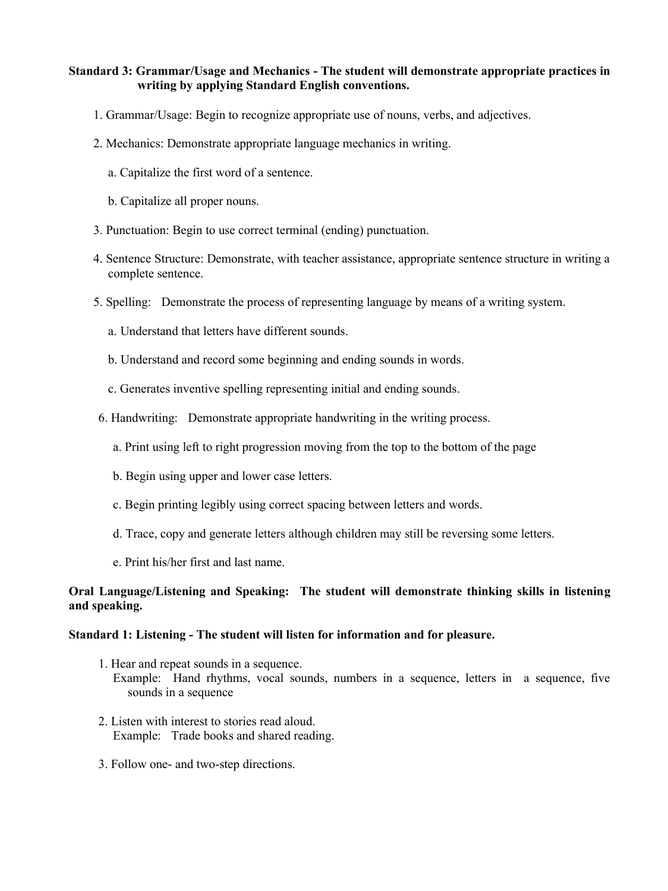**Standard 3: Grammar/Usage and Mechanics - The student will demonstrate appropriate practices in writing by applying Standard English conventions.**

1. Grammar/Usage: Begin to recognize appropriate use of nouns, verbs, and adjectives.

2. Mechanics: Demonstrate appropriate language mechanics in writing.

   a. Capitalize the first word of a sentence.

   b. Capitalize all proper nouns.

3. Punctuation: Begin to use correct terminal (ending) punctuation.

4. Sentence Structure: Demonstrate, with teacher assistance, appropriate sentence structure in writing a complete sentence.

5. Spelling: Demonstrate the process of representing language by means of a writing system.

   a. Understand that letters have different sounds.

   b. Understand and record some beginning and ending sounds in words.

   c. Generates inventive spelling representing initial and ending sounds.

6. Handwriting: Demonstrate appropriate handwriting in the writing process.

   a. Print using left to right progression moving from the top to the bottom of the page

   b. Begin using upper and lower case letters.

   c. Begin printing legibly using correct spacing between letters and words.

   d. Trace, copy and generate letters although children may still be reversing some letters.

   e. Print his/her first and last name.

**Oral Language/Listening and Speaking: The student will demonstrate thinking skills in listening and speaking.**

**Standard 1: Listening - The student will listen for information and for pleasure.**

1. Hear and repeat sounds in a sequence.
   Example: Hand rhythms, vocal sounds, numbers in a sequence, letters in a sequence, five sounds in a sequence

2. Listen with interest to stories read aloud.
   Example: Trade books and shared reading.

3. Follow one- and two-step directions.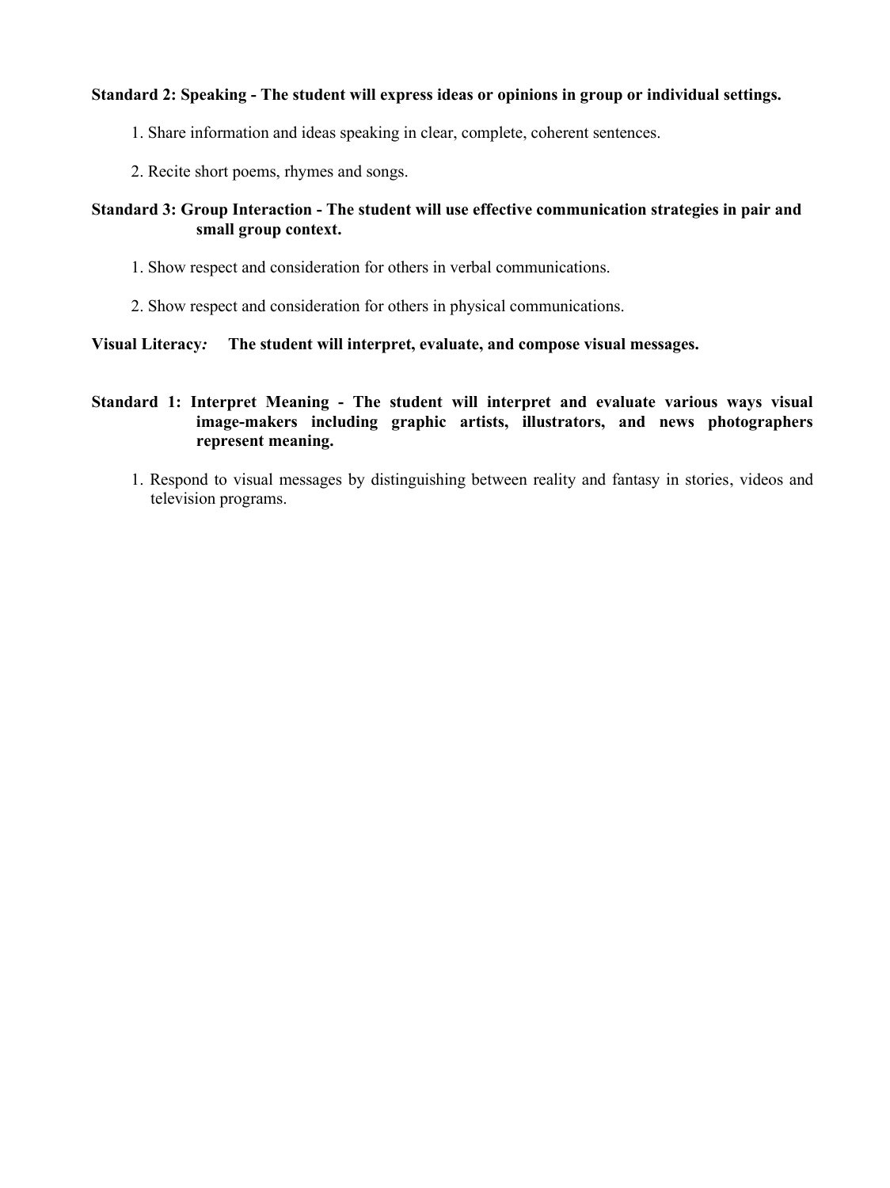**Standard 2: Speaking - The student will express ideas or opinions in group or individual settings.**

1. Share information and ideas speaking in clear, complete, coherent sentences.
2. Recite short poems, rhymes and songs.

**Standard 3: Group Interaction - The student will use effective communication strategies in pair and small group context.**

1. Show respect and consideration for others in verbal communications.
2. Show respect and consideration for others in physical communications.

**Visual Literacy*:*** **The student will interpret, evaluate, and compose visual messages.**

**Standard 1: Interpret Meaning - The student will interpret and evaluate various ways visual image-makers including graphic artists, illustrators, and news photographers represent meaning.**

1. Respond to visual messages by distinguishing between reality and fantasy in stories, videos and television programs.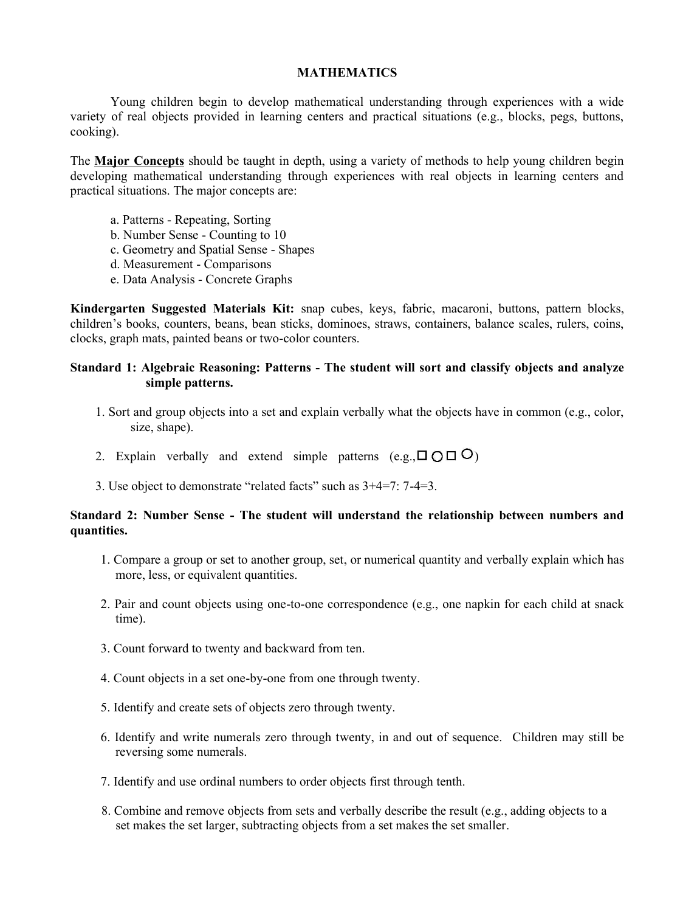# MATHEMATICS

Young children begin to develop mathematical understanding through experiences with a wide variety of real objects provided in learning centers and practical situations (e.g., blocks, pegs, buttons, cooking).

The **Major Concepts** should be taught in depth, using a variety of methods to help young children begin developing mathematical understanding through experiences with real objects in learning centers and practical situations. The major concepts are:

a. Patterns - Repeating, Sorting
b. Number Sense - Counting to 10
c. Geometry and Spatial Sense - Shapes
d. Measurement - Comparisons
e. Data Analysis - Concrete Graphs

**Kindergarten Suggested Materials Kit:** snap cubes, keys, fabric, macaroni, buttons, pattern blocks, children's books, counters, beans, bean sticks, dominoes, straws, containers, balance scales, rulers, coins, clocks, graph mats, painted beans or two-color counters.

### Standard 1: Algebraic Reasoning: Patterns - The student will sort and classify objects and analyze simple patterns.

1. Sort and group objects into a set and explain verbally what the objects have in common (e.g., color, size, shape).
2. Explain verbally and extend simple patterns (e.g.,□ ○ □ ○)
3. Use object to demonstrate "related facts" such as 3+4=7: 7-4=3.

### Standard 2: Number Sense - The student will understand the relationship between numbers and quantities.

1. Compare a group or set to another group, set, or numerical quantity and verbally explain which has more, less, or equivalent quantities.
2. Pair and count objects using one-to-one correspondence (e.g., one napkin for each child at snack time).
3. Count forward to twenty and backward from ten.
4. Count objects in a set one-by-one from one through twenty.
5. Identify and create sets of objects zero through twenty.
6. Identify and write numerals zero through twenty, in and out of sequence. Children may still be reversing some numerals.
7. Identify and use ordinal numbers to order objects first through tenth.
8. Combine and remove objects from sets and verbally describe the result (e.g., adding objects to a set makes the set larger, subtracting objects from a set makes the set smaller.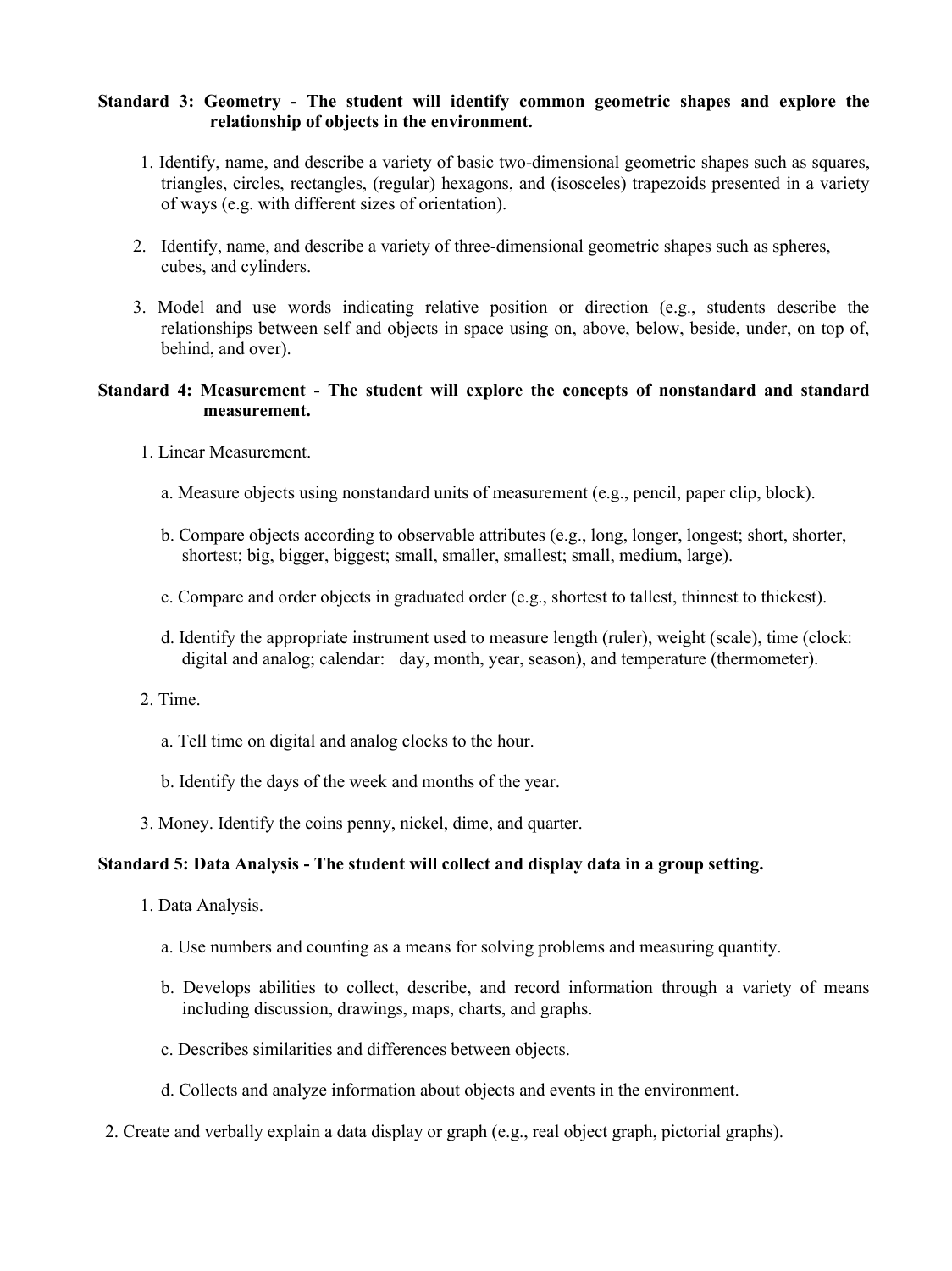**Standard 3: Geometry - The student will identify common geometric shapes and explore the relationship of objects in the environment.**

1. Identify, name, and describe a variety of basic two-dimensional geometric shapes such as squares, triangles, circles, rectangles, (regular) hexagons, and (isosceles) trapezoids presented in a variety of ways (e.g. with different sizes of orientation).

2. Identify, name, and describe a variety of three-dimensional geometric shapes such as spheres, cubes, and cylinders.

3. Model and use words indicating relative position or direction (e.g., students describe the relationships between self and objects in space using on, above, below, beside, under, on top of, behind, and over).

**Standard 4: Measurement - The student will explore the concepts of nonstandard and standard measurement.**

1. Linear Measurement.

   a. Measure objects using nonstandard units of measurement (e.g., pencil, paper clip, block).

   b. Compare objects according to observable attributes (e.g., long, longer, longest; short, shorter, shortest; big, bigger, biggest; small, smaller, smallest; small, medium, large).

   c. Compare and order objects in graduated order (e.g., shortest to tallest, thinnest to thickest).

   d. Identify the appropriate instrument used to measure length (ruler), weight (scale), time (clock: digital and analog; calendar: day, month, year, season), and temperature (thermometer).

2. Time.

   a. Tell time on digital and analog clocks to the hour.

   b. Identify the days of the week and months of the year.

3. Money. Identify the coins penny, nickel, dime, and quarter.

**Standard 5: Data Analysis - The student will collect and display data in a group setting.**

1. Data Analysis.

   a. Use numbers and counting as a means for solving problems and measuring quantity.

   b. Develops abilities to collect, describe, and record information through a variety of means including discussion, drawings, maps, charts, and graphs.

   c. Describes similarities and differences between objects.

   d. Collects and analyze information about objects and events in the environment.

2. Create and verbally explain a data display or graph (e.g., real object graph, pictorial graphs).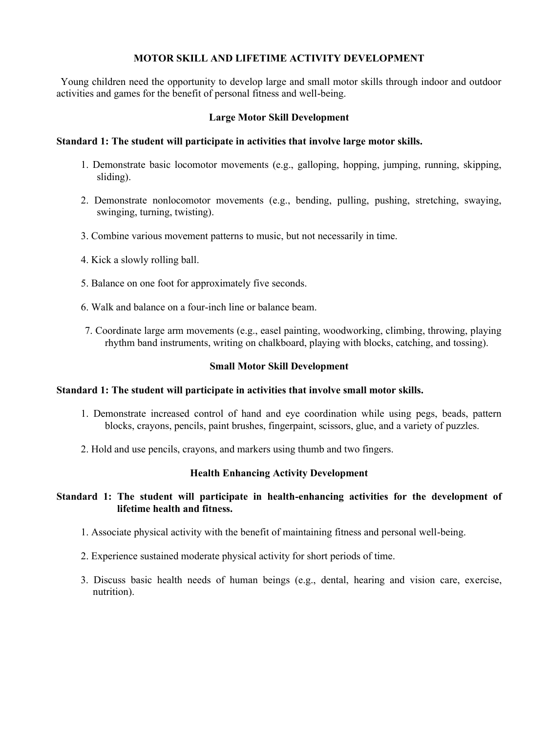## MOTOR SKILL AND LIFETIME ACTIVITY DEVELOPMENT

Young children need the opportunity to develop large and small motor skills through indoor and outdoor activities and games for the benefit of personal fitness and well-being.

### Large Motor Skill Development

**Standard 1: The student will participate in activities that involve large motor skills.**

1. Demonstrate basic locomotor movements (e.g., galloping, hopping, jumping, running, skipping, sliding).
2. Demonstrate nonlocomotor movements (e.g., bending, pulling, pushing, stretching, swaying, swinging, turning, twisting).
3. Combine various movement patterns to music, but not necessarily in time.
4. Kick a slowly rolling ball.
5. Balance on one foot for approximately five seconds.
6. Walk and balance on a four-inch line or balance beam.
7. Coordinate large arm movements (e.g., easel painting, woodworking, climbing, throwing, playing rhythm band instruments, writing on chalkboard, playing with blocks, catching, and tossing).

### Small Motor Skill Development

**Standard 1: The student will participate in activities that involve small motor skills.**

1. Demonstrate increased control of hand and eye coordination while using pegs, beads, pattern blocks, crayons, pencils, paint brushes, fingerpaint, scissors, glue, and a variety of puzzles.
2. Hold and use pencils, crayons, and markers using thumb and two fingers.

### Health Enhancing Activity Development

**Standard 1: The student will participate in health-enhancing activities for the development of lifetime health and fitness.**

1. Associate physical activity with the benefit of maintaining fitness and personal well-being.
2. Experience sustained moderate physical activity for short periods of time.
3. Discuss basic health needs of human beings (e.g., dental, hearing and vision care, exercise, nutrition).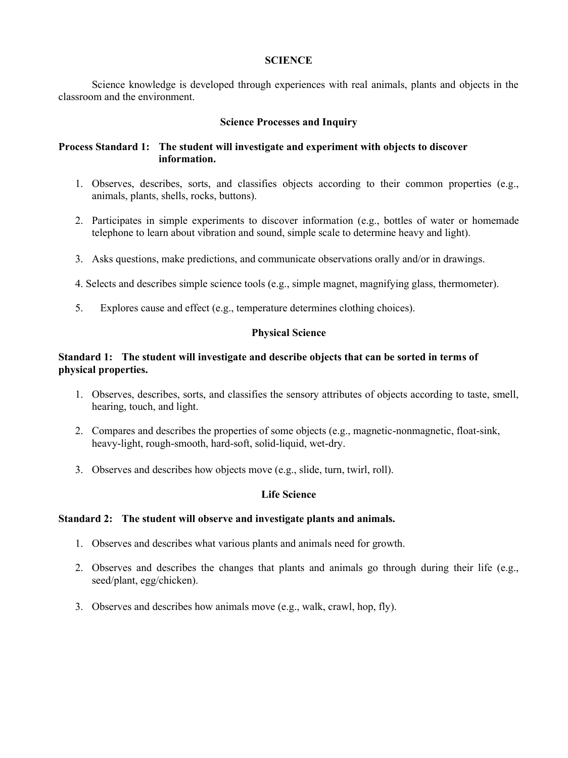## SCIENCE

Science knowledge is developed through experiences with real animals, plants and objects in the classroom and the environment.

### Science Processes and Inquiry

**Process Standard 1: The student will investigate and experiment with objects to discover information.**

1. Observes, describes, sorts, and classifies objects according to their common properties (e.g., animals, plants, shells, rocks, buttons).
2. Participates in simple experiments to discover information (e.g., bottles of water or homemade telephone to learn about vibration and sound, simple scale to determine heavy and light).
3. Asks questions, make predictions, and communicate observations orally and/or in drawings.
4. Selects and describes simple science tools (e.g., simple magnet, magnifying glass, thermometer).
5. Explores cause and effect (e.g., temperature determines clothing choices).

### Physical Science

**Standard 1: The student will investigate and describe objects that can be sorted in terms of physical properties.**

1. Observes, describes, sorts, and classifies the sensory attributes of objects according to taste, smell, hearing, touch, and light.
2. Compares and describes the properties of some objects (e.g., magnetic-nonmagnetic, float-sink, heavy-light, rough-smooth, hard-soft, solid-liquid, wet-dry.
3. Observes and describes how objects move (e.g., slide, turn, twirl, roll).

### Life Science

**Standard 2: The student will observe and investigate plants and animals.**

1. Observes and describes what various plants and animals need for growth.
2. Observes and describes the changes that plants and animals go through during their life (e.g., seed/plant, egg/chicken).
3. Observes and describes how animals move (e.g., walk, crawl, hop, fly).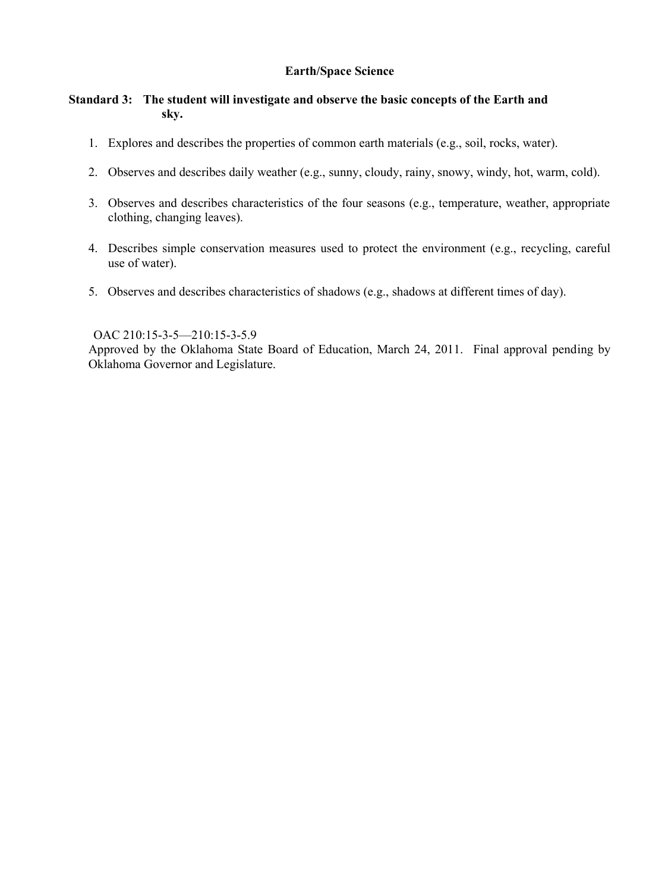## Earth/Space Science

**Standard 3: The student will investigate and observe the basic concepts of the Earth and sky.**

1. Explores and describes the properties of common earth materials (e.g., soil, rocks, water).

2. Observes and describes daily weather (e.g., sunny, cloudy, rainy, snowy, windy, hot, warm, cold).

3. Observes and describes characteristics of the four seasons (e.g., temperature, weather, appropriate clothing, changing leaves).

4. Describes simple conservation measures used to protect the environment (e.g., recycling, careful use of water).

5. Observes and describes characteristics of shadows (e.g., shadows at different times of day).

OAC 210:15-3-5—210:15-3-5.9

Approved by the Oklahoma State Board of Education, March 24, 2011. Final approval pending by Oklahoma Governor and Legislature.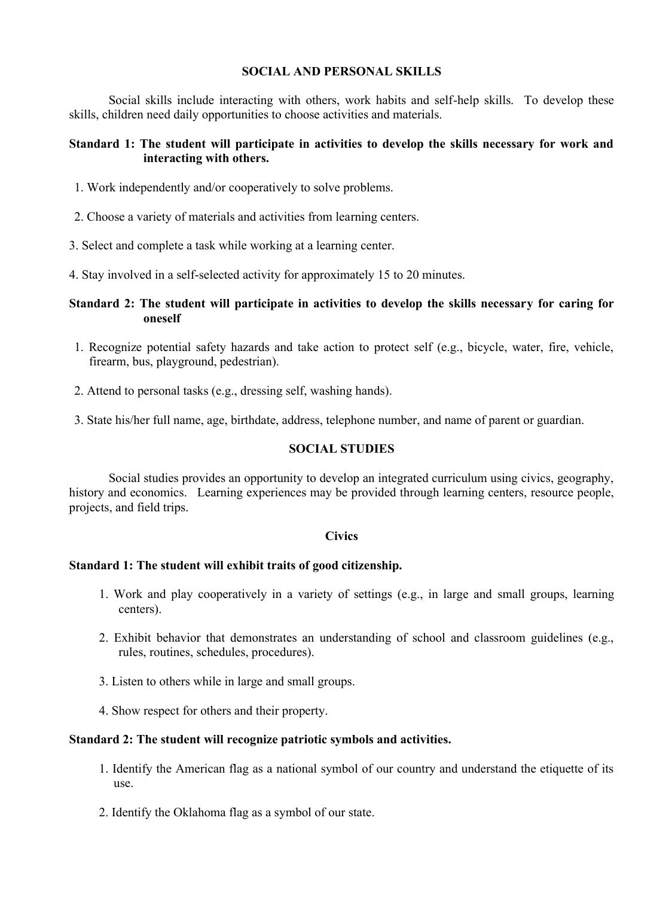## SOCIAL AND PERSONAL SKILLS

Social skills include interacting with others, work habits and self-help skills. To develop these skills, children need daily opportunities to choose activities and materials.

**Standard 1: The student will participate in activities to develop the skills necessary for work and interacting with others.**

1. Work independently and/or cooperatively to solve problems.
2. Choose a variety of materials and activities from learning centers.
3. Select and complete a task while working at a learning center.
4. Stay involved in a self-selected activity for approximately 15 to 20 minutes.

**Standard 2: The student will participate in activities to develop the skills necessary for caring for oneself**

1. Recognize potential safety hazards and take action to protect self (e.g., bicycle, water, fire, vehicle, firearm, bus, playground, pedestrian).
2. Attend to personal tasks (e.g., dressing self, washing hands).
3. State his/her full name, age, birthdate, address, telephone number, and name of parent or guardian.

## SOCIAL STUDIES

Social studies provides an opportunity to develop an integrated curriculum using civics, geography, history and economics. Learning experiences may be provided through learning centers, resource people, projects, and field trips.

### Civics

**Standard 1: The student will exhibit traits of good citizenship.**

1. Work and play cooperatively in a variety of settings (e.g., in large and small groups, learning centers).
2. Exhibit behavior that demonstrates an understanding of school and classroom guidelines (e.g., rules, routines, schedules, procedures).
3. Listen to others while in large and small groups.
4. Show respect for others and their property.

**Standard 2: The student will recognize patriotic symbols and activities.**

1. Identify the American flag as a national symbol of our country and understand the etiquette of its use.
2. Identify the Oklahoma flag as a symbol of our state.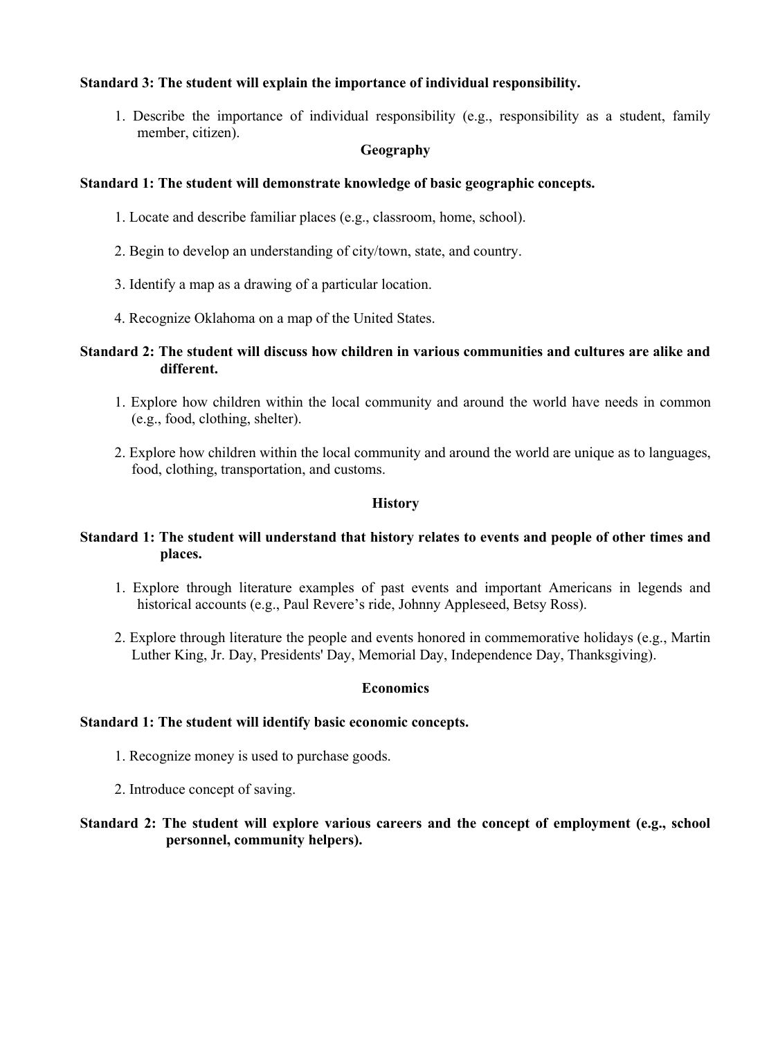**Standard 3: The student will explain the importance of individual responsibility.**

1. Describe the importance of individual responsibility (e.g., responsibility as a student, family member, citizen).

## Geography

**Standard 1: The student will demonstrate knowledge of basic geographic concepts.**

1. Locate and describe familiar places (e.g., classroom, home, school).

2. Begin to develop an understanding of city/town, state, and country.

3. Identify a map as a drawing of a particular location.

4. Recognize Oklahoma on a map of the United States.

**Standard 2: The student will discuss how children in various communities and cultures are alike and different.**

1. Explore how children within the local community and around the world have needs in common (e.g., food, clothing, shelter).

2. Explore how children within the local community and around the world are unique as to languages, food, clothing, transportation, and customs.

## History

**Standard 1: The student will understand that history relates to events and people of other times and places.**

1. Explore through literature examples of past events and important Americans in legends and historical accounts (e.g., Paul Revere's ride, Johnny Appleseed, Betsy Ross).

2. Explore through literature the people and events honored in commemorative holidays (e.g., Martin Luther King, Jr. Day, Presidents' Day, Memorial Day, Independence Day, Thanksgiving).

## Economics

**Standard 1: The student will identify basic economic concepts.**

1. Recognize money is used to purchase goods.

2. Introduce concept of saving.

**Standard 2: The student will explore various careers and the concept of employment (e.g., school personnel, community helpers).**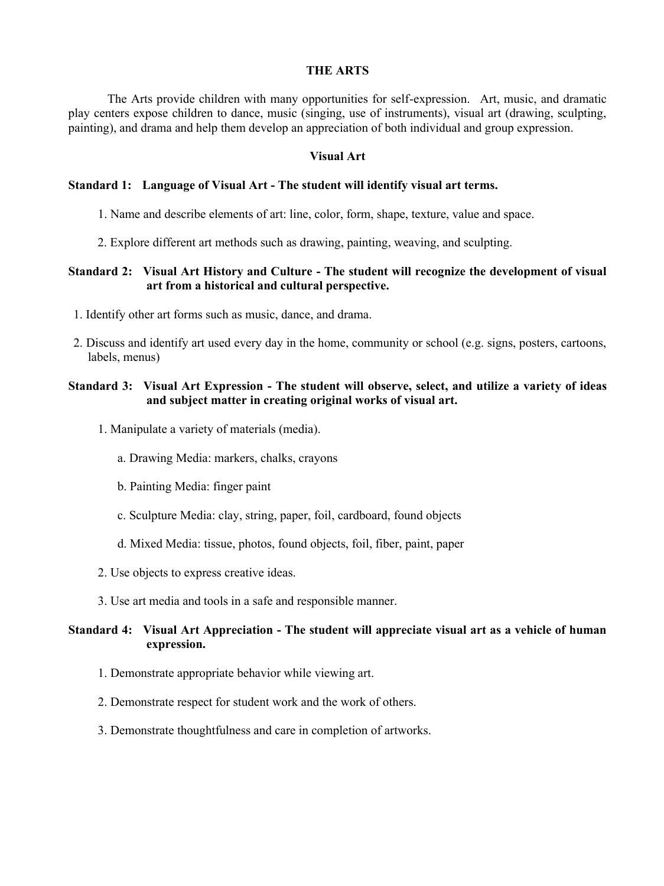# THE ARTS

The Arts provide children with many opportunities for self-expression. Art, music, and dramatic play centers expose children to dance, music (singing, use of instruments), visual art (drawing, sculpting, painting), and drama and help them develop an appreciation of both individual and group expression.

## Visual Art

**Standard 1: Language of Visual Art - The student will identify visual art terms.**

1. Name and describe elements of art: line, color, form, shape, texture, value and space.
2. Explore different art methods such as drawing, painting, weaving, and sculpting.

**Standard 2: Visual Art History and Culture - The student will recognize the development of visual art from a historical and cultural perspective.**

1. Identify other art forms such as music, dance, and drama.
2. Discuss and identify art used every day in the home, community or school (e.g. signs, posters, cartoons, labels, menus)

**Standard 3: Visual Art Expression - The student will observe, select, and utilize a variety of ideas and subject matter in creating original works of visual art.**

1. Manipulate a variety of materials (media).
   a. Drawing Media: markers, chalks, crayons
   b. Painting Media: finger paint
   c. Sculpture Media: clay, string, paper, foil, cardboard, found objects
   d. Mixed Media: tissue, photos, found objects, foil, fiber, paint, paper
2. Use objects to express creative ideas.
3. Use art media and tools in a safe and responsible manner.

**Standard 4: Visual Art Appreciation - The student will appreciate visual art as a vehicle of human expression.**

1. Demonstrate appropriate behavior while viewing art.
2. Demonstrate respect for student work and the work of others.
3. Demonstrate thoughtfulness and care in completion of artworks.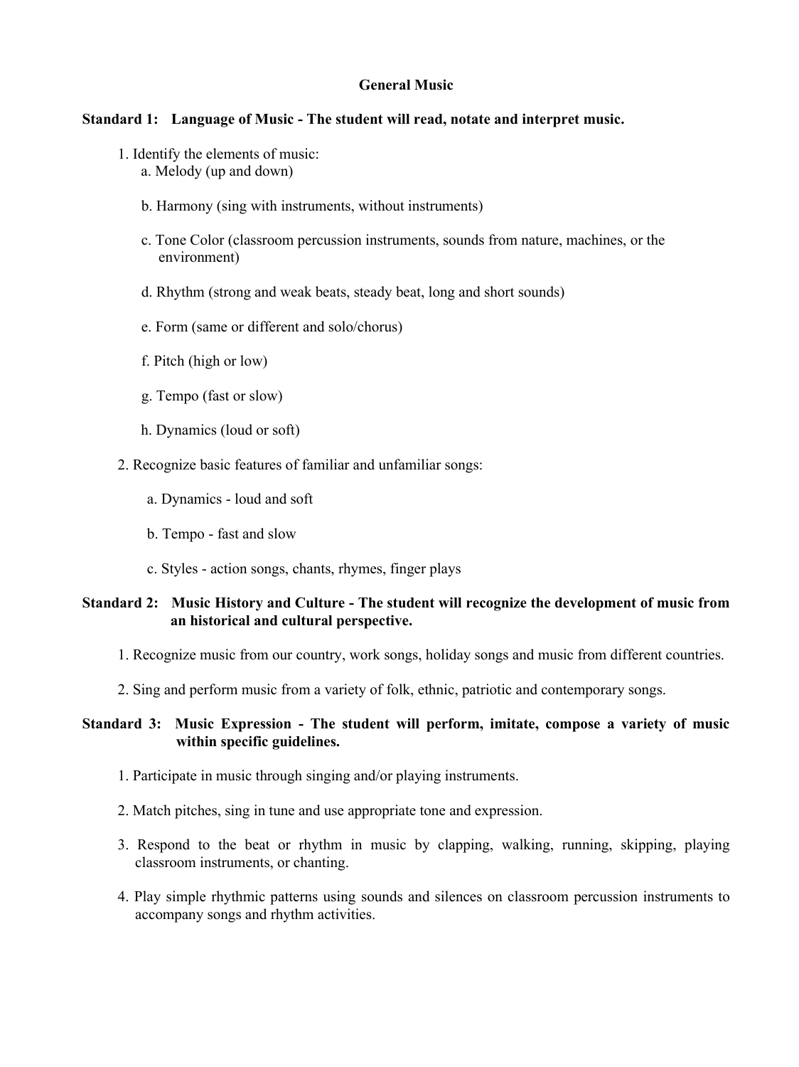# General Music

**Standard 1: Language of Music - The student will read, notate and interpret music.**

1. Identify the elements of music:
   a. Melody (up and down)

   b. Harmony (sing with instruments, without instruments)

   c. Tone Color (classroom percussion instruments, sounds from nature, machines, or the environment)

   d. Rhythm (strong and weak beats, steady beat, long and short sounds)

   e. Form (same or different and solo/chorus)

   f. Pitch (high or low)

   g. Tempo (fast or slow)

   h. Dynamics (loud or soft)

2. Recognize basic features of familiar and unfamiliar songs:

   a. Dynamics - loud and soft

   b. Tempo - fast and slow

   c. Styles - action songs, chants, rhymes, finger plays

**Standard 2: Music History and Culture - The student will recognize the development of music from an historical and cultural perspective.**

1. Recognize music from our country, work songs, holiday songs and music from different countries.

2. Sing and perform music from a variety of folk, ethnic, patriotic and contemporary songs.

**Standard 3: Music Expression - The student will perform, imitate, compose a variety of music within specific guidelines.**

1. Participate in music through singing and/or playing instruments.

2. Match pitches, sing in tune and use appropriate tone and expression.

3. Respond to the beat or rhythm in music by clapping, walking, running, skipping, playing classroom instruments, or chanting.

4. Play simple rhythmic patterns using sounds and silences on classroom percussion instruments to accompany songs and rhythm activities.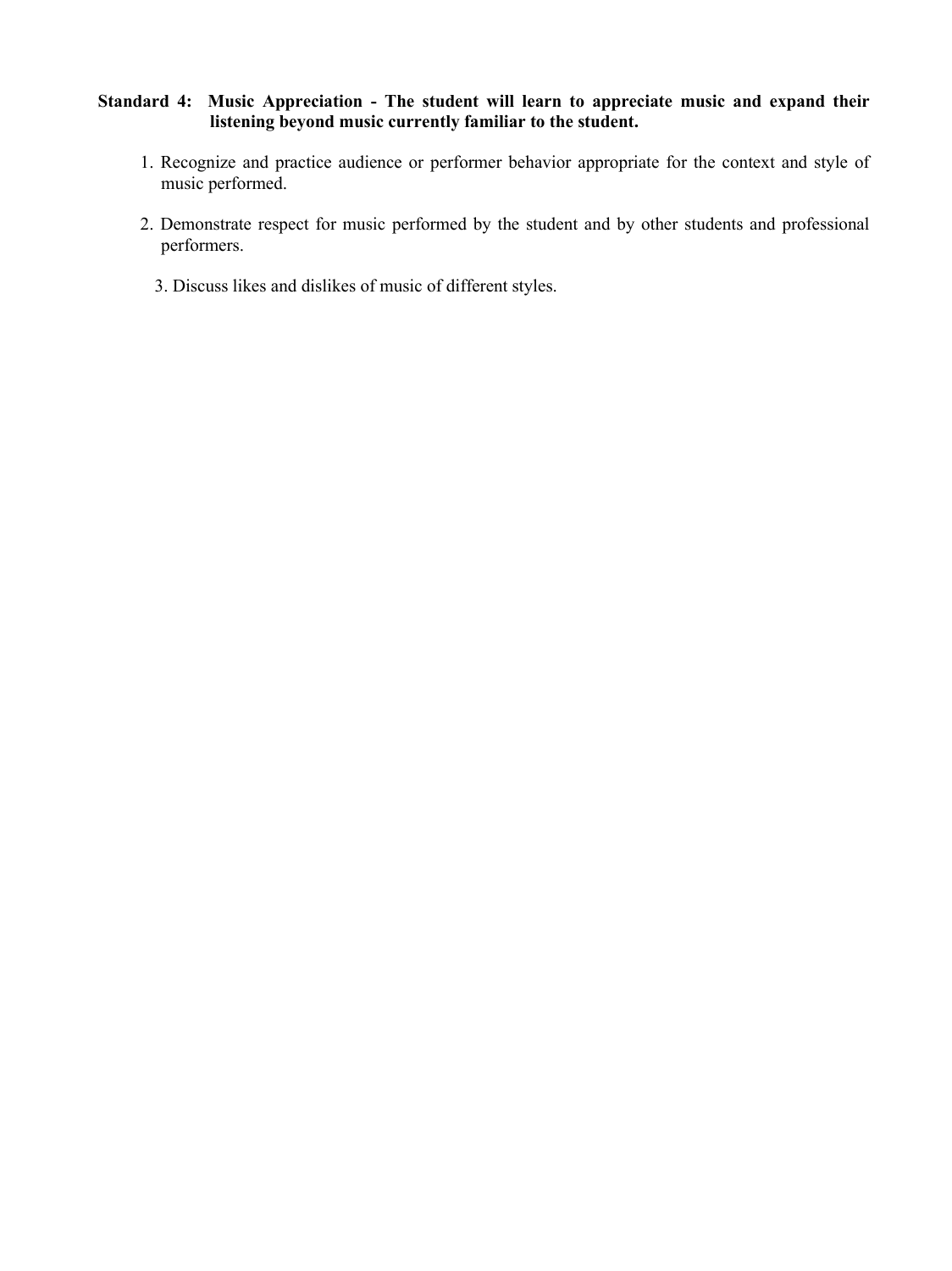**Standard 4: Music Appreciation - The student will learn to appreciate music and expand their listening beyond music currently familiar to the student.**

1. Recognize and practice audience or performer behavior appropriate for the context and style of music performed.

2. Demonstrate respect for music performed by the student and by other students and professional performers.

3. Discuss likes and dislikes of music of different styles.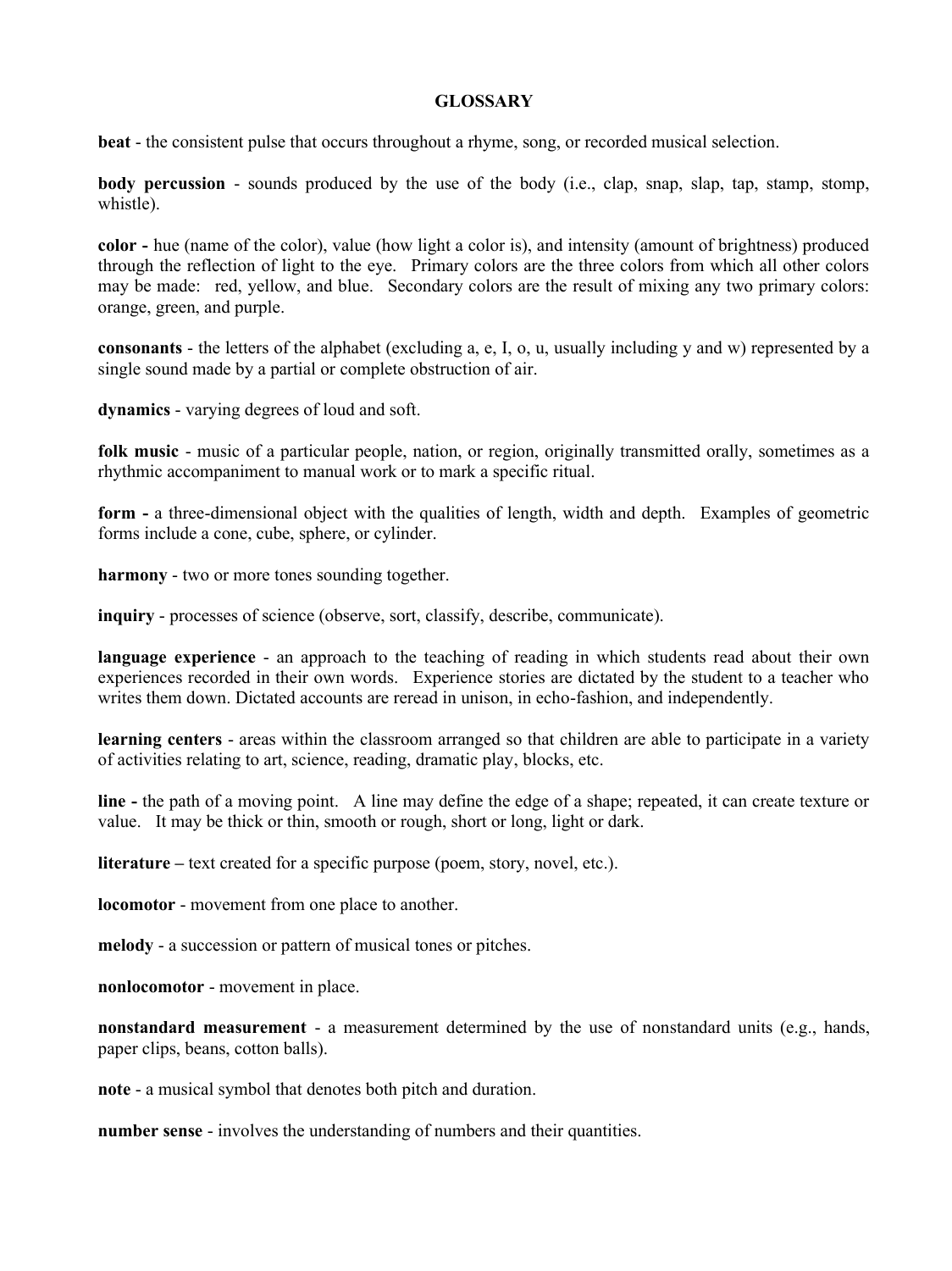# GLOSSARY

**beat** - the consistent pulse that occurs throughout a rhyme, song, or recorded musical selection.

**body percussion** - sounds produced by the use of the body (i.e., clap, snap, slap, tap, stamp, stomp, whistle).

**color -** hue (name of the color), value (how light a color is), and intensity (amount of brightness) produced through the reflection of light to the eye. Primary colors are the three colors from which all other colors may be made: red, yellow, and blue. Secondary colors are the result of mixing any two primary colors: orange, green, and purple.

**consonants** - the letters of the alphabet (excluding a, e, I, o, u, usually including y and w) represented by a single sound made by a partial or complete obstruction of air.

**dynamics** - varying degrees of loud and soft.

**folk music** - music of a particular people, nation, or region, originally transmitted orally, sometimes as a rhythmic accompaniment to manual work or to mark a specific ritual.

**form -** a three-dimensional object with the qualities of length, width and depth. Examples of geometric forms include a cone, cube, sphere, or cylinder.

**harmony** - two or more tones sounding together.

**inquiry** - processes of science (observe, sort, classify, describe, communicate).

**language experience** - an approach to the teaching of reading in which students read about their own experiences recorded in their own words. Experience stories are dictated by the student to a teacher who writes them down. Dictated accounts are reread in unison, in echo-fashion, and independently.

**learning centers** - areas within the classroom arranged so that children are able to participate in a variety of activities relating to art, science, reading, dramatic play, blocks, etc.

**line -** the path of a moving point. A line may define the edge of a shape; repeated, it can create texture or value. It may be thick or thin, smooth or rough, short or long, light or dark.

**literature –** text created for a specific purpose (poem, story, novel, etc.).

**locomotor** - movement from one place to another.

**melody** - a succession or pattern of musical tones or pitches.

**nonlocomotor** - movement in place.

**nonstandard measurement** - a measurement determined by the use of nonstandard units (e.g., hands, paper clips, beans, cotton balls).

**note** - a musical symbol that denotes both pitch and duration.

**number sense** - involves the understanding of numbers and their quantities.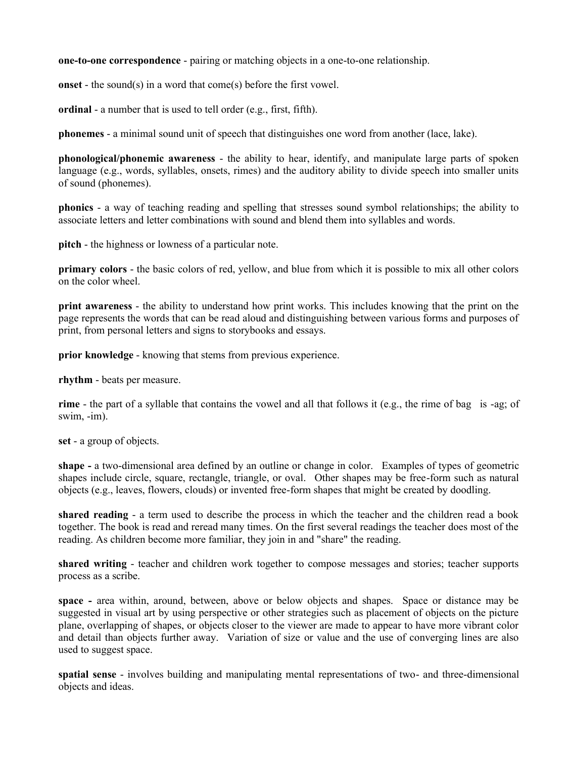**one-to-one correspondence** - pairing or matching objects in a one-to-one relationship.

**onset** - the sound(s) in a word that come(s) before the first vowel.

**ordinal** - a number that is used to tell order (e.g., first, fifth).

**phonemes** - a minimal sound unit of speech that distinguishes one word from another (lace, lake).

**phonological/phonemic awareness** - the ability to hear, identify, and manipulate large parts of spoken language (e.g., words, syllables, onsets, rimes) and the auditory ability to divide speech into smaller units of sound (phonemes).

**phonics** - a way of teaching reading and spelling that stresses sound symbol relationships; the ability to associate letters and letter combinations with sound and blend them into syllables and words.

**pitch** - the highness or lowness of a particular note.

**primary colors** - the basic colors of red, yellow, and blue from which it is possible to mix all other colors on the color wheel.

**print awareness** - the ability to understand how print works. This includes knowing that the print on the page represents the words that can be read aloud and distinguishing between various forms and purposes of print, from personal letters and signs to storybooks and essays.

**prior knowledge** - knowing that stems from previous experience.

**rhythm** - beats per measure.

**rime** - the part of a syllable that contains the vowel and all that follows it (e.g., the rime of bag is -ag; of swim, -im).

**set** - a group of objects.

**shape -** a two-dimensional area defined by an outline or change in color. Examples of types of geometric shapes include circle, square, rectangle, triangle, or oval. Other shapes may be free-form such as natural objects (e.g., leaves, flowers, clouds) or invented free-form shapes that might be created by doodling.

**shared reading** - a term used to describe the process in which the teacher and the children read a book together. The book is read and reread many times. On the first several readings the teacher does most of the reading. As children become more familiar, they join in and "share" the reading.

**shared writing** - teacher and children work together to compose messages and stories; teacher supports process as a scribe.

**space -** area within, around, between, above or below objects and shapes. Space or distance may be suggested in visual art by using perspective or other strategies such as placement of objects on the picture plane, overlapping of shapes, or objects closer to the viewer are made to appear to have more vibrant color and detail than objects further away. Variation of size or value and the use of converging lines are also used to suggest space.

**spatial sense** - involves building and manipulating mental representations of two- and three-dimensional objects and ideas.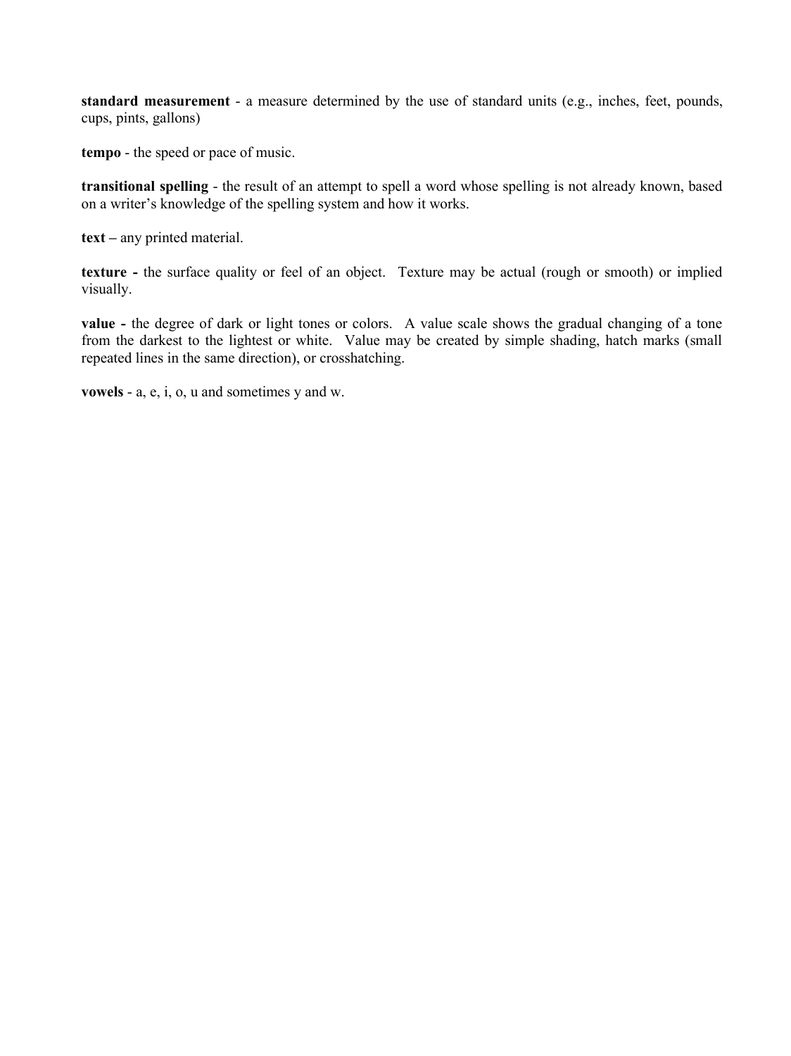**standard measurement** - a measure determined by the use of standard units (e.g., inches, feet, pounds, cups, pints, gallons)

**tempo** - the speed or pace of music.

**transitional spelling** - the result of an attempt to spell a word whose spelling is not already known, based on a writer's knowledge of the spelling system and how it works.

**text** – any printed material.

**texture -** the surface quality or feel of an object. Texture may be actual (rough or smooth) or implied visually.

**value -** the degree of dark or light tones or colors. A value scale shows the gradual changing of a tone from the darkest to the lightest or white. Value may be created by simple shading, hatch marks (small repeated lines in the same direction), or crosshatching.

**vowels** - a, e, i, o, u and sometimes y and w.